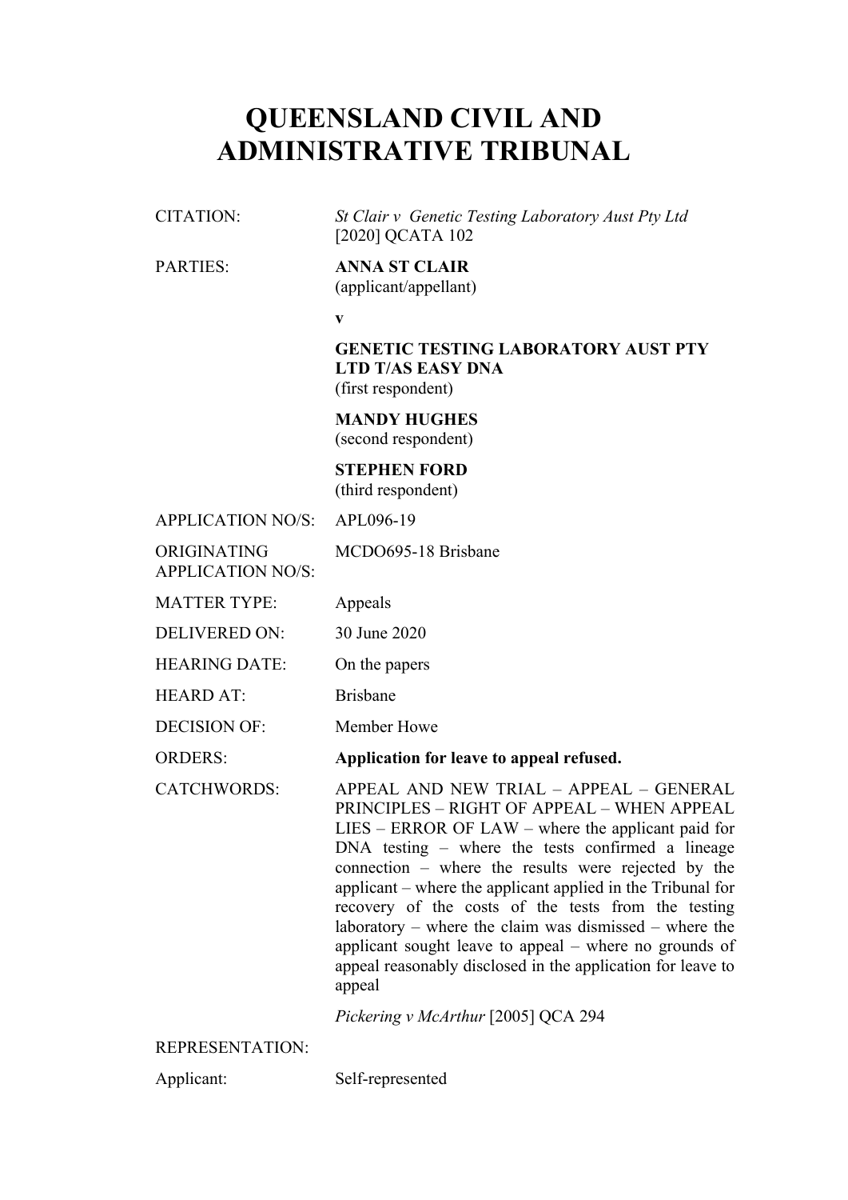# QUEENSLAND CIVIL AND ADMINISTRATIVE TRIBUNAL

| | |
|---|---|
| CITATION: | *St Clair v Genetic Testing Laboratory Aust Pty Ltd* [2020] QCATA 102 |
| PARTIES: | **ANNA ST CLAIR**<br>(applicant/appellant)<br>**v**<br>**GENETIC TESTING LABORATORY AUST PTY LTD T/AS EASY DNA**<br>(first respondent)<br>**MANDY HUGHES**<br>(second respondent)<br>**STEPHEN FORD**<br>(third respondent) |
| APPLICATION NO/S: | APL096-19 |
| ORIGINATING APPLICATION NO/S: | MCDO695-18 Brisbane |
| MATTER TYPE: | Appeals |
| DELIVERED ON: | 30 June 2020 |
| HEARING DATE: | On the papers |
| HEARD AT: | Brisbane |
| DECISION OF: | Member Howe |
| ORDERS: | **Application for leave to appeal refused.** |
| CATCHWORDS: | APPEAL AND NEW TRIAL – APPEAL – GENERAL PRINCIPLES – RIGHT OF APPEAL – WHEN APPEAL LIES – ERROR OF LAW – where the applicant paid for DNA testing – where the tests confirmed a lineage connection – where the results were rejected by the applicant – where the applicant applied in the Tribunal for recovery of the costs of the tests from the testing laboratory – where the claim was dismissed – where the applicant sought leave to appeal – where no grounds of appeal reasonably disclosed in the application for leave to appeal<br><br>*Pickering v McArthur* [2005] QCA 294 |
| REPRESENTATION: | |
| Applicant: | Self-represented |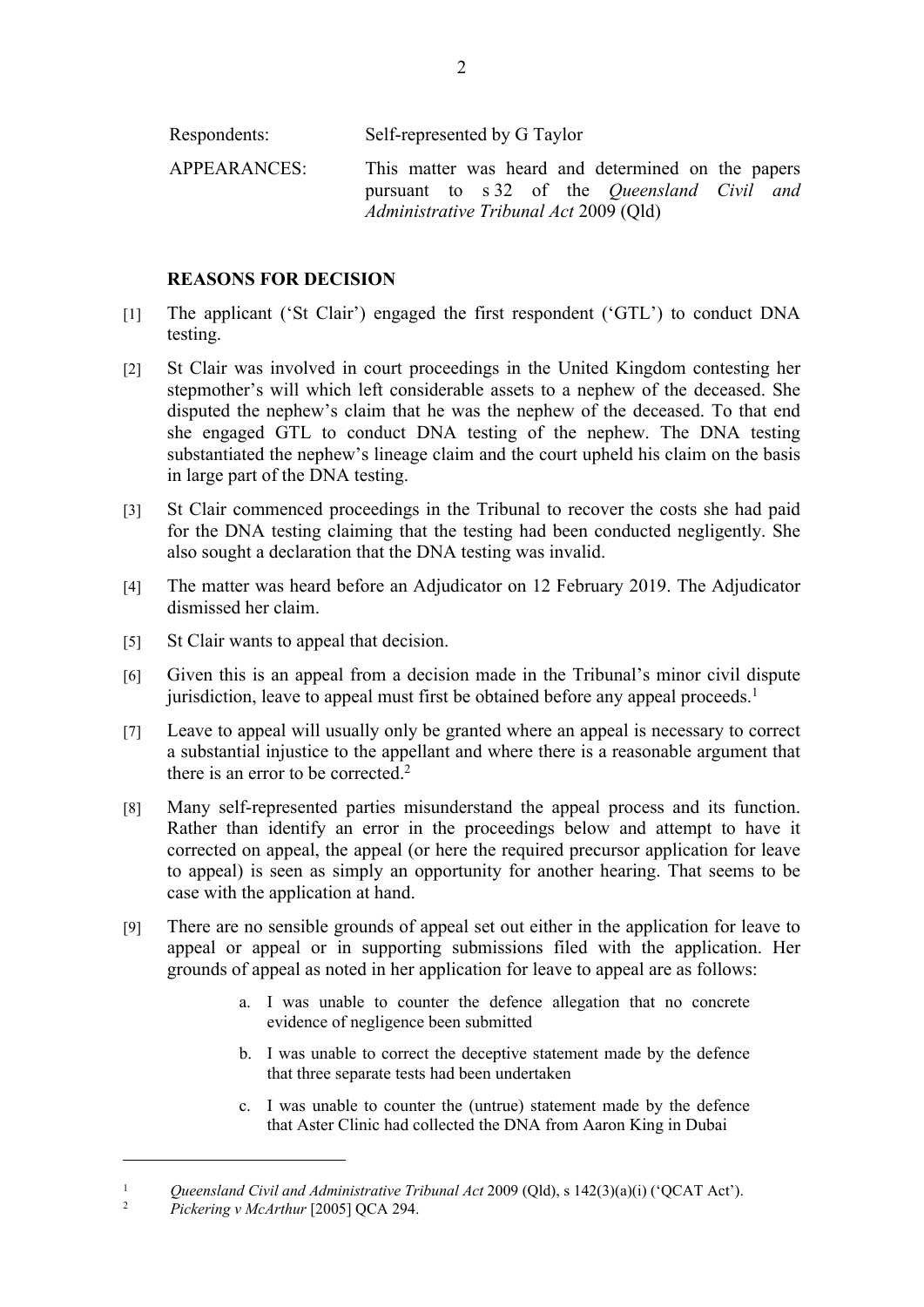| Respondents: | Self-represented by G Taylor |
| --- | --- |
| APPEARANCES: | This matter was heard and determined on the papers pursuant to s 32 of the *Queensland Civil and Administrative Tribunal Act* 2009 (Qld) |

## REASONS FOR DECISION

[1] The applicant ('St Clair') engaged the first respondent ('GTL') to conduct DNA testing.

[2] St Clair was involved in court proceedings in the United Kingdom contesting her stepmother's will which left considerable assets to a nephew of the deceased. She disputed the nephew's claim that he was the nephew of the deceased. To that end she engaged GTL to conduct DNA testing of the nephew. The DNA testing substantiated the nephew's lineage claim and the court upheld his claim on the basis in large part of the DNA testing.

[3] St Clair commenced proceedings in the Tribunal to recover the costs she had paid for the DNA testing claiming that the testing had been conducted negligently. She also sought a declaration that the DNA testing was invalid.

[4] The matter was heard before an Adjudicator on 12 February 2019. The Adjudicator dismissed her claim.

[5] St Clair wants to appeal that decision.

[6] Given this is an appeal from a decision made in the Tribunal's minor civil dispute jurisdiction, leave to appeal must first be obtained before any appeal proceeds.[1]

[7] Leave to appeal will usually only be granted where an appeal is necessary to correct a substantial injustice to the appellant and where there is a reasonable argument that there is an error to be corrected.[2]

[8] Many self-represented parties misunderstand the appeal process and its function. Rather than identify an error in the proceedings below and attempt to have it corrected on appeal, the appeal (or here the required precursor application for leave to appeal) is seen as simply an opportunity for another hearing. That seems to be case with the application at hand.

[9] There are no sensible grounds of appeal set out either in the application for leave to appeal or appeal or in supporting submissions filed with the application. Her grounds of appeal as noted in her application for leave to appeal are as follows:

> a. I was unable to counter the defence allegation that no concrete evidence of negligence been submitted
>
> b. I was unable to correct the deceptive statement made by the defence that three separate tests had been undertaken
>
> c. I was unable to counter the (untrue) statement made by the defence that Aster Clinic had collected the DNA from Aaron King in Dubai

---

[1] *Queensland Civil and Administrative Tribunal Act* 2009 (Qld), s 142(3)(a)(i) ('QCAT Act').

[2] *Pickering v McArthur* [2005] QCA 294.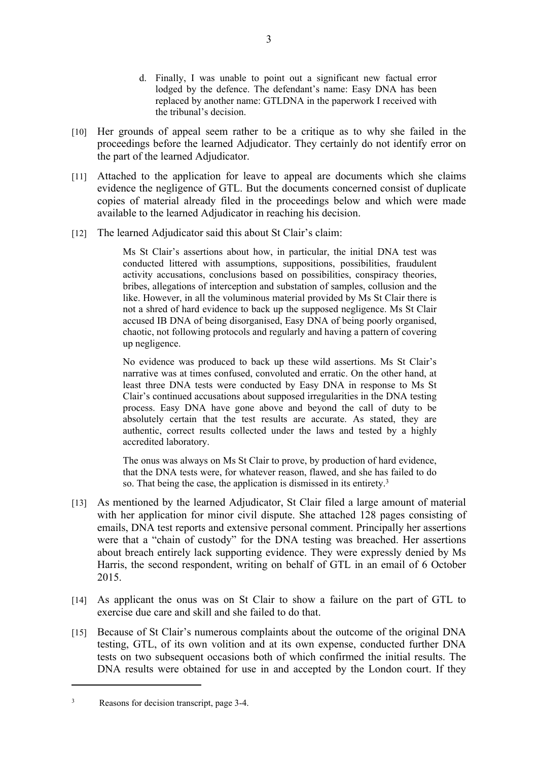d. Finally, I was unable to point out a significant new factual error lodged by the defence. The defendant's name: Easy DNA has been replaced by another name: GTLDNA in the paperwork I received with the tribunal's decision.

[10] Her grounds of appeal seem rather to be a critique as to why she failed in the proceedings before the learned Adjudicator. They certainly do not identify error on the part of the learned Adjudicator.

[11] Attached to the application for leave to appeal are documents which she claims evidence the negligence of GTL. But the documents concerned consist of duplicate copies of material already filed in the proceedings below and which were made available to the learned Adjudicator in reaching his decision.

[12] The learned Adjudicator said this about St Clair's claim:

> Ms St Clair's assertions about how, in particular, the initial DNA test was conducted littered with assumptions, suppositions, possibilities, fraudulent activity accusations, conclusions based on possibilities, conspiracy theories, bribes, allegations of interception and substation of samples, collusion and the like. However, in all the voluminous material provided by Ms St Clair there is not a shred of hard evidence to back up the supposed negligence. Ms St Clair accused IB DNA of being disorganised, Easy DNA of being poorly organised, chaotic, not following protocols and regularly and having a pattern of covering up negligence.
>
> No evidence was produced to back up these wild assertions. Ms St Clair's narrative was at times confused, convoluted and erratic. On the other hand, at least three DNA tests were conducted by Easy DNA in response to Ms St Clair's continued accusations about supposed irregularities in the DNA testing process. Easy DNA have gone above and beyond the call of duty to be absolutely certain that the test results are accurate. As stated, they are authentic, correct results collected under the laws and tested by a highly accredited laboratory.
>
> The onus was always on Ms St Clair to prove, by production of hard evidence, that the DNA tests were, for whatever reason, flawed, and she has failed to do so. That being the case, the application is dismissed in its entirety.[3]

[13] As mentioned by the learned Adjudicator, St Clair filed a large amount of material with her application for minor civil dispute. She attached 128 pages consisting of emails, DNA test reports and extensive personal comment. Principally her assertions were that a "chain of custody" for the DNA testing was breached. Her assertions about breach entirely lack supporting evidence. They were expressly denied by Ms Harris, the second respondent, writing on behalf of GTL in an email of 6 October 2015.

[14] As applicant the onus was on St Clair to show a failure on the part of GTL to exercise due care and skill and she failed to do that.

[15] Because of St Clair's numerous complaints about the outcome of the original DNA testing, GTL, of its own volition and at its own expense, conducted further DNA tests on two subsequent occasions both of which confirmed the initial results. The DNA results were obtained for use in and accepted by the London court. If they

---

[3] Reasons for decision transcript, page 3-4.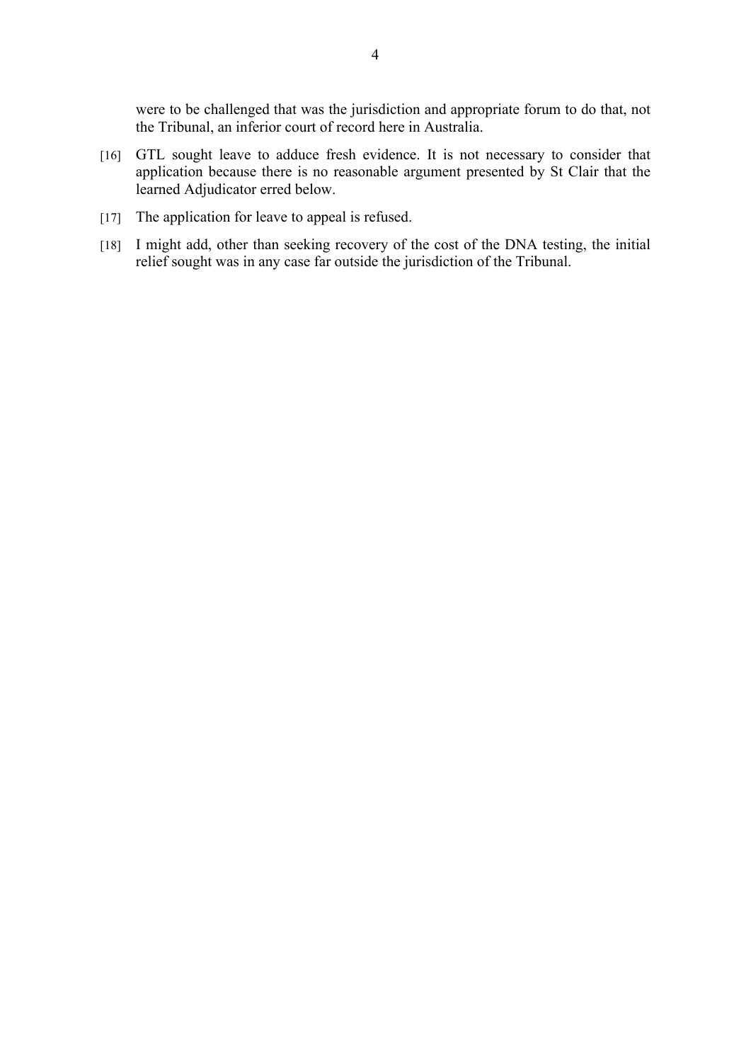were to be challenged that was the jurisdiction and appropriate forum to do that, not the Tribunal, an inferior court of record here in Australia.

[16] GTL sought leave to adduce fresh evidence. It is not necessary to consider that application because there is no reasonable argument presented by St Clair that the learned Adjudicator erred below.

[17] The application for leave to appeal is refused.

[18] I might add, other than seeking recovery of the cost of the DNA testing, the initial relief sought was in any case far outside the jurisdiction of the Tribunal.